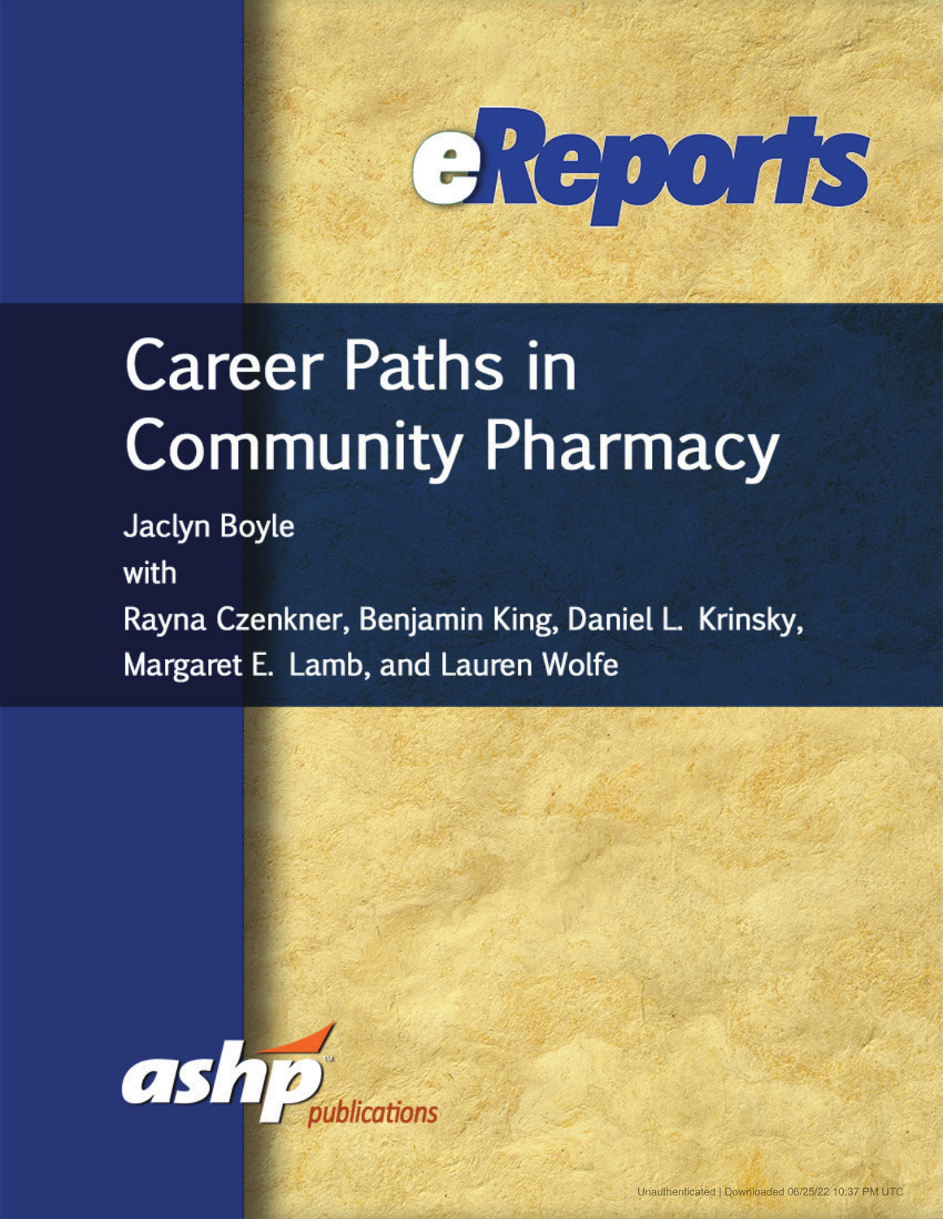eReports

# Career Paths in Community Pharmacy

Jaclyn Boyle

with

Rayna Czenkner, Benjamin King, Daniel L. Krinsky, Margaret E. Lamb, and Lauren Wolfe

ashp publications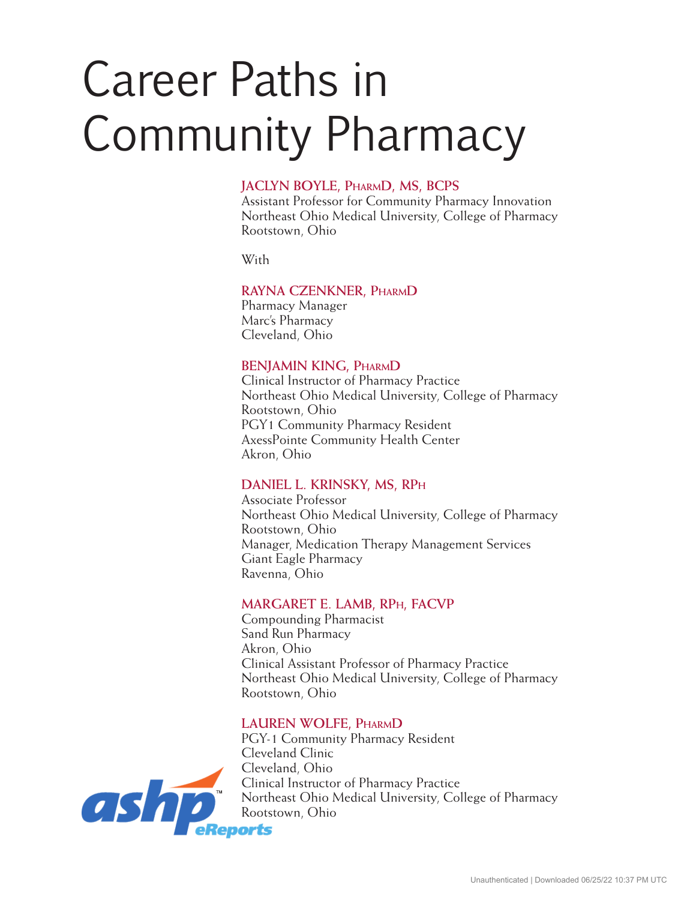# Career Paths in Community Pharmacy

**JACLYN BOYLE, PharmD, MS, BCPS**
Assistant Professor for Community Pharmacy Innovation
Northeast Ohio Medical University, College of Pharmacy
Rootstown, Ohio

With

**RAYNA CZENKNER, PharmD**
Pharmacy Manager
Marc's Pharmacy
Cleveland, Ohio

**BENJAMIN KING, PharmD**
Clinical Instructor of Pharmacy Practice
Northeast Ohio Medical University, College of Pharmacy
Rootstown, Ohio
PGY1 Community Pharmacy Resident
AxessPointe Community Health Center
Akron, Ohio

**DANIEL L. KRINSKY, MS, RPh**
Associate Professor
Northeast Ohio Medical University, College of Pharmacy
Rootstown, Ohio
Manager, Medication Therapy Management Services
Giant Eagle Pharmacy
Ravenna, Ohio

**MARGARET E. LAMB, RPh, FACVP**
Compounding Pharmacist
Sand Run Pharmacy
Akron, Ohio
Clinical Assistant Professor of Pharmacy Practice
Northeast Ohio Medical University, College of Pharmacy
Rootstown, Ohio

**LAUREN WOLFE, PharmD**
PGY-1 Community Pharmacy Resident
Cleveland Clinic
Cleveland, Ohio
Clinical Instructor of Pharmacy Practice
Northeast Ohio Medical University, College of Pharmacy
Rootstown, Ohio

ashp eReports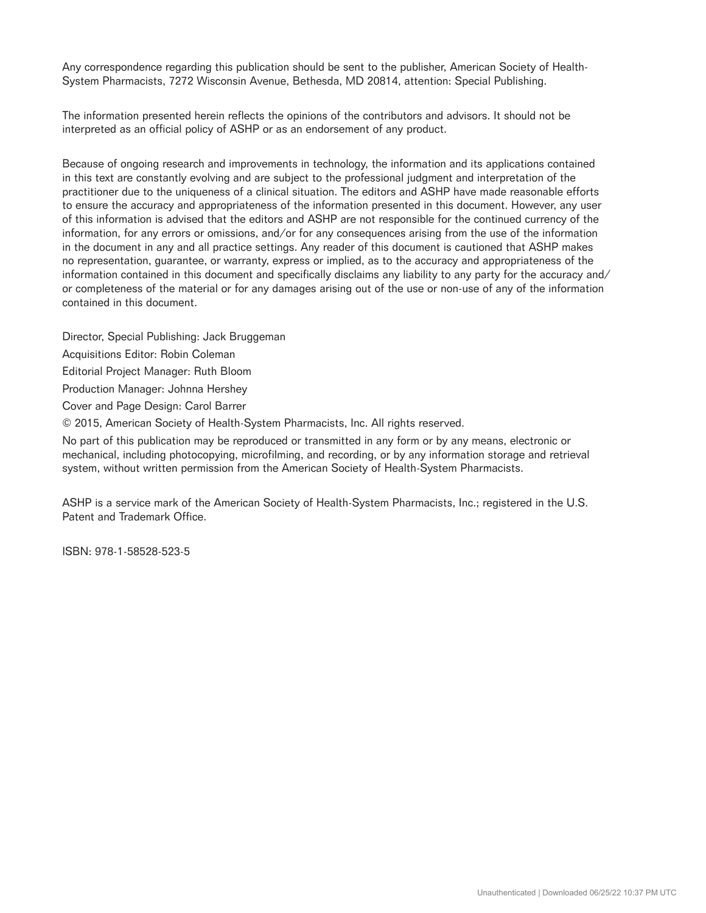Any correspondence regarding this publication should be sent to the publisher, American Society of Health-System Pharmacists, 7272 Wisconsin Avenue, Bethesda, MD 20814, attention: Special Publishing.

The information presented herein reflects the opinions of the contributors and advisors. It should not be interpreted as an official policy of ASHP or as an endorsement of any product.

Because of ongoing research and improvements in technology, the information and its applications contained in this text are constantly evolving and are subject to the professional judgment and interpretation of the practitioner due to the uniqueness of a clinical situation. The editors and ASHP have made reasonable efforts to ensure the accuracy and appropriateness of the information presented in this document. However, any user of this information is advised that the editors and ASHP are not responsible for the continued currency of the information, for any errors or omissions, and/or for any consequences arising from the use of the information in the document in any and all practice settings. Any reader of this document is cautioned that ASHP makes no representation, guarantee, or warranty, express or implied, as to the accuracy and appropriateness of the information contained in this document and specifically disclaims any liability to any party for the accuracy and/or completeness of the material or for any damages arising out of the use or non-use of any of the information contained in this document.

Director, Special Publishing: Jack Bruggeman

Acquisitions Editor: Robin Coleman

Editorial Project Manager: Ruth Bloom

Production Manager: Johnna Hershey

Cover and Page Design: Carol Barrer

© 2015, American Society of Health-System Pharmacists, Inc. All rights reserved.

No part of this publication may be reproduced or transmitted in any form or by any means, electronic or mechanical, including photocopying, microfilming, and recording, or by any information storage and retrieval system, without written permission from the American Society of Health-System Pharmacists.

ASHP is a service mark of the American Society of Health-System Pharmacists, Inc.; registered in the U.S. Patent and Trademark Office.

ISBN: 978-1-58528-523-5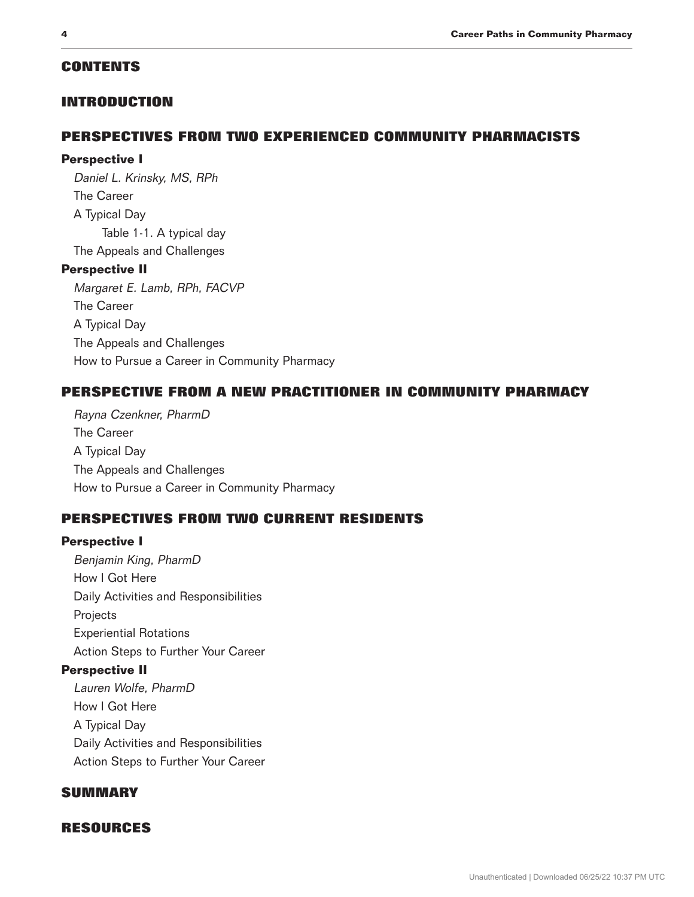## CONTENTS

## INTRODUCTION

## PERSPECTIVES FROM TWO EXPERIENCED COMMUNITY PHARMACISTS

### Perspective I

*Daniel L. Krinsky, MS, RPh*

The Career

A Typical Day

Table 1-1. A typical day

The Appeals and Challenges

### Perspective II

*Margaret E. Lamb, RPh, FACVP*

The Career

A Typical Day

The Appeals and Challenges

How to Pursue a Career in Community Pharmacy

## PERSPECTIVE FROM A NEW PRACTITIONER IN COMMUNITY PHARMACY

*Rayna Czenkner, PharmD*

The Career

A Typical Day

The Appeals and Challenges

How to Pursue a Career in Community Pharmacy

## PERSPECTIVES FROM TWO CURRENT RESIDENTS

### Perspective I

*Benjamin King, PharmD*

How I Got Here

Daily Activities and Responsibilities

Projects

Experiential Rotations

Action Steps to Further Your Career

### Perspective II

*Lauren Wolfe, PharmD*

How I Got Here

A Typical Day

Daily Activities and Responsibilities

Action Steps to Further Your Career

## SUMMARY

## RESOURCES